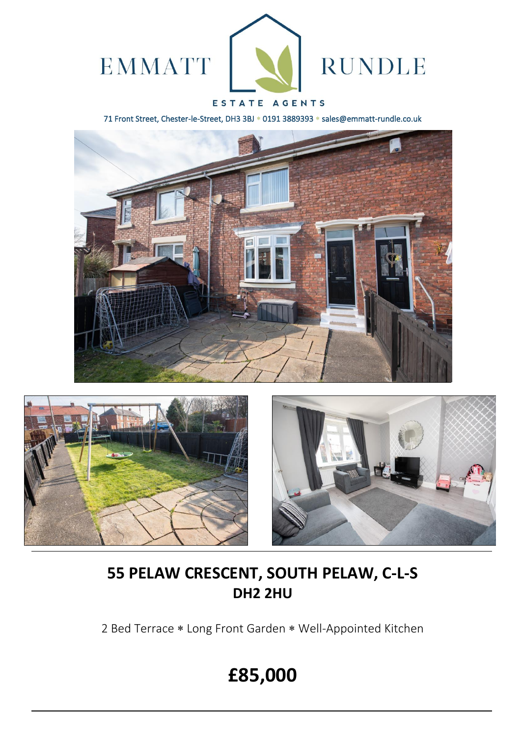EMMATT RUNDLE

ESTATE AGENTS

71 Front Street, Chester-le-Street, DH3 3BJ * 0191 3889393 * sales@emmatt-rundle.co.uk

# 55 PELAW CRESCENT, SOUTH PELAW, C-L-S
## DH2 2HU

2 Bed Terrace * Long Front Garden * Well-Appointed Kitchen

# £85,000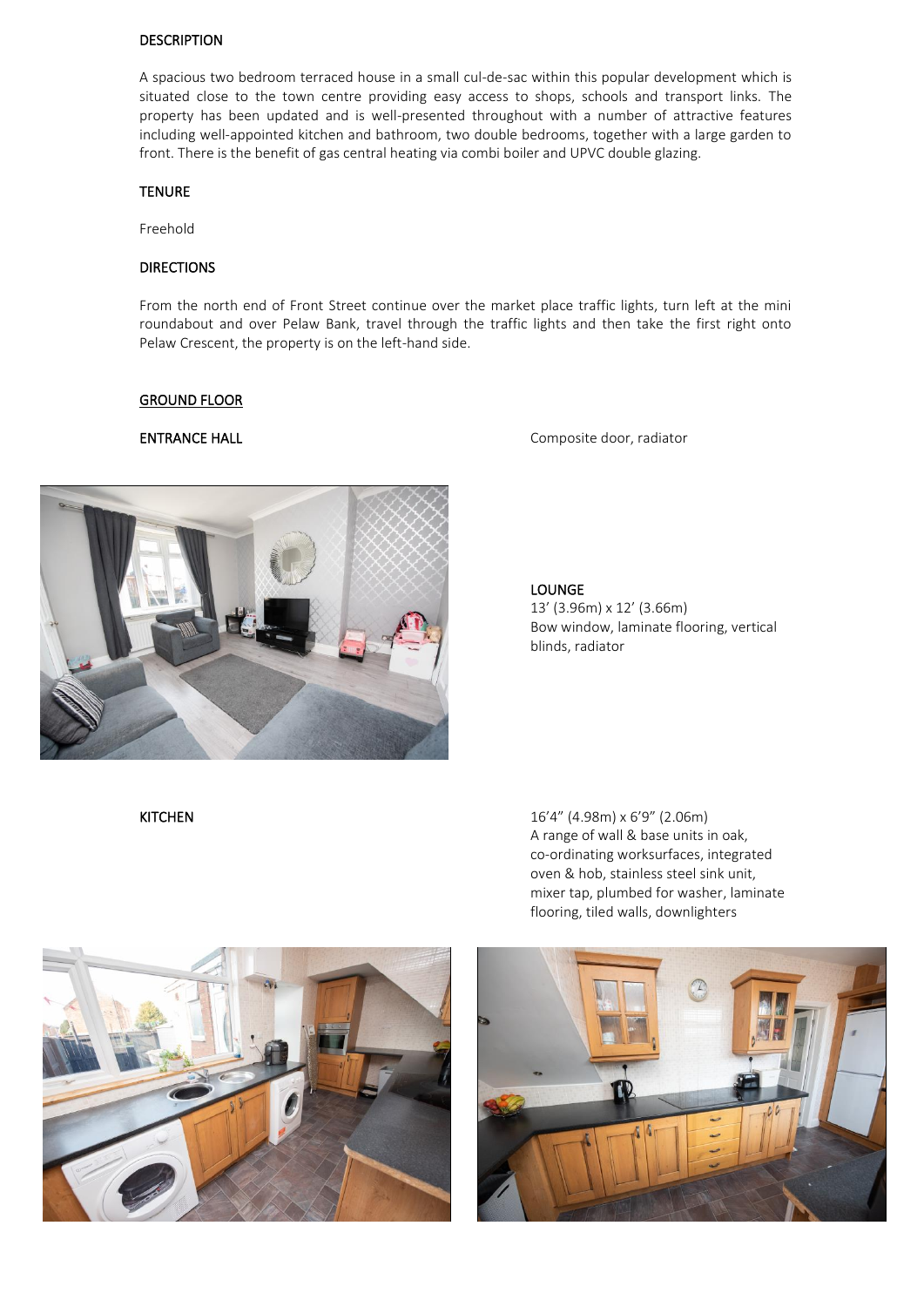## DESCRIPTION

A spacious two bedroom terraced house in a small cul-de-sac within this popular development which is situated close to the town centre providing easy access to shops, schools and transport links. The property has been updated and is well-presented throughout with a number of attractive features including well-appointed kitchen and bathroom, two double bedrooms, together with a large garden to front. There is the benefit of gas central heating via combi boiler and UPVC double glazing.

## TENURE

Freehold

## DIRECTIONS

From the north end of Front Street continue over the market place traffic lights, turn left at the mini roundabout and over Pelaw Bank, travel through the traffic lights and then take the first right onto Pelaw Crescent, the property is on the left-hand side.

## GROUND FLOOR

**ENTRANCE HALL**

Composite door, radiator

**LOUNGE**

13’ (3.96m) x 12’ (3.66m)
Bow window, laminate flooring, vertical blinds, radiator

**KITCHEN**

16’4” (4.98m) x 6’9” (2.06m)
A range of wall & base units in oak, co-ordinating worksurfaces, integrated oven & hob, stainless steel sink unit, mixer tap, plumbed for washer, laminate flooring, tiled walls, downlighters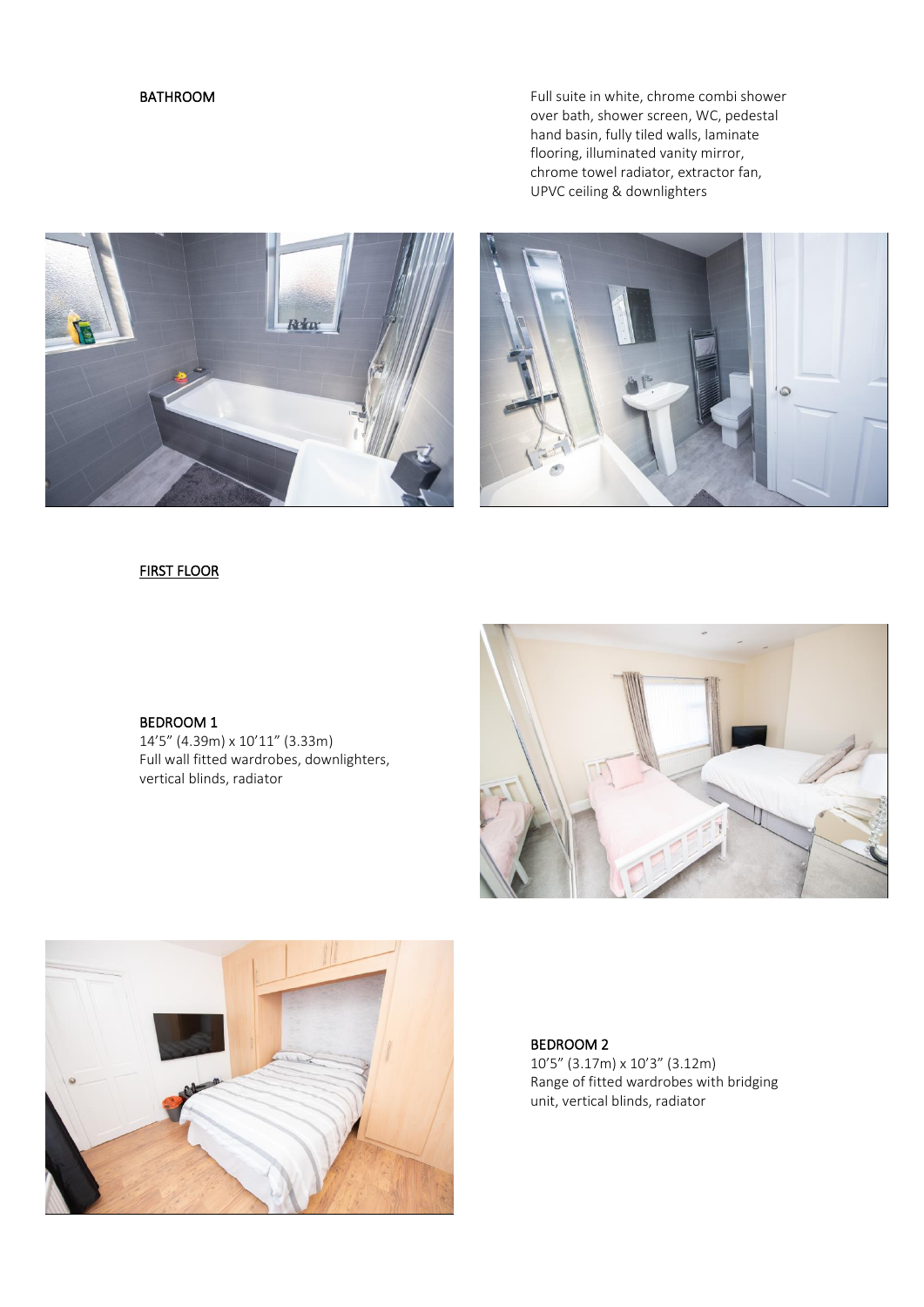**BATHROOM**

Full suite in white, chrome combi shower over bath, shower screen, WC, pedestal hand basin, fully tiled walls, laminate flooring, illuminated vanity mirror, chrome towel radiator, extractor fan, UPVC ceiling & downlighters

## FIRST FLOOR

**BEDROOM 1**
14'5" (4.39m) x 10'11" (3.33m)
Full wall fitted wardrobes, downlighters, vertical blinds, radiator

**BEDROOM 2**
10'5" (3.17m) x 10'3" (3.12m)
Range of fitted wardrobes with bridging unit, vertical blinds, radiator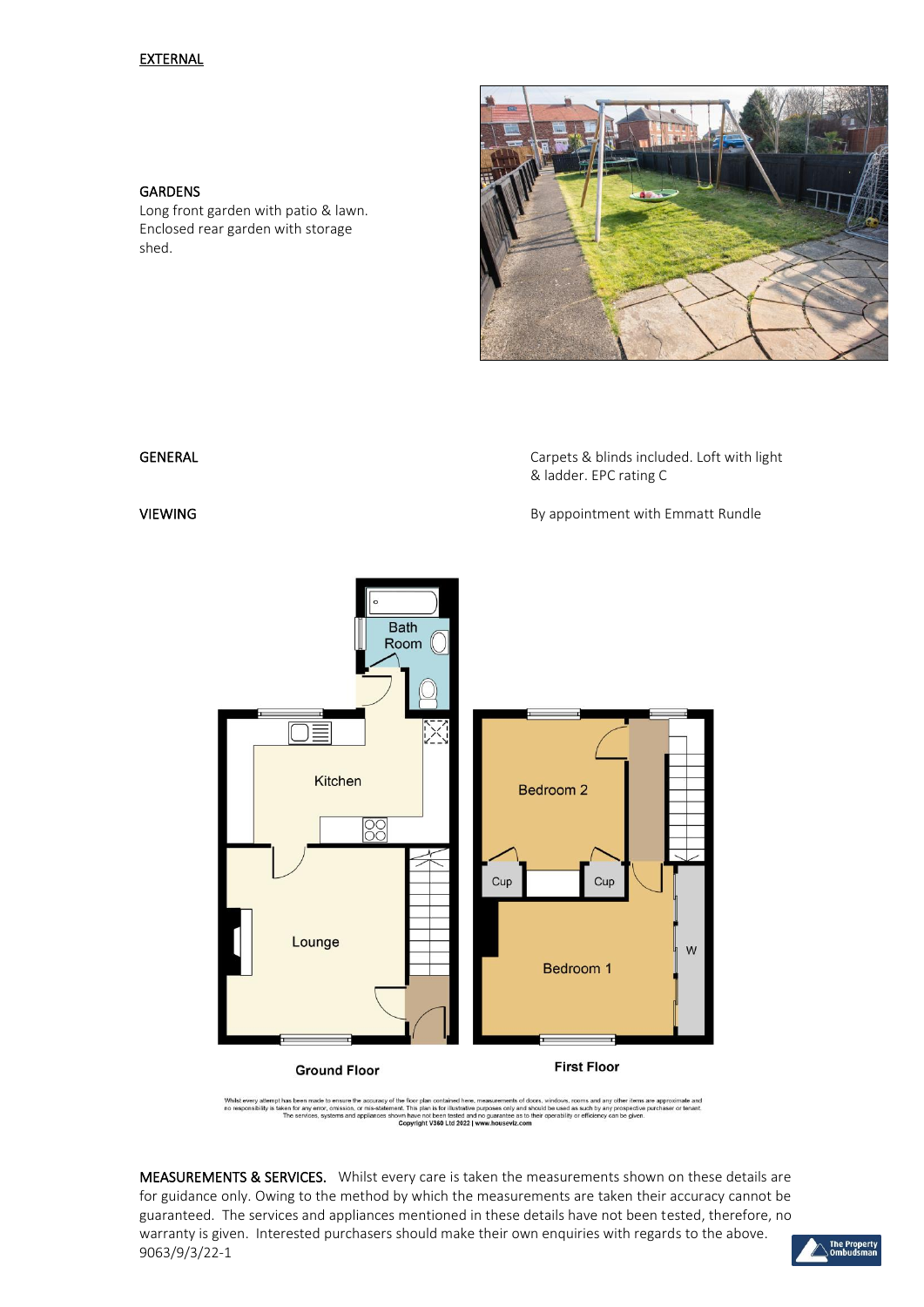## EXTERNAL

**GARDENS**
Long front garden with patio & lawn. Enclosed rear garden with storage shed.

**GENERAL**
Carpets & blinds included. Loft with light & ladder. EPC rating C

**VIEWING**
By appointment with Emmatt Rundle

Bath Room

Kitchen

Lounge

Bedroom 2

Cup

Cup

Bedroom 1

W

Ground Floor

First Floor

Whilst every attempt has been made to ensure the accuracy of the floor plan contained here, measurements of doors, windows, rooms and any other items are approximate and no responsibility is taken for any error, omission, or mis-statement. This plan is for illustrative purposes only and should be used as such by any prospective purchaser or tenant. The services, systems and appliances shown have not been tested and no guarantee as to their operability or efficiency can be given.
Copyright V360 Ltd 2022 | www.houseviz.com

**MEASUREMENTS & SERVICES.** Whilst every care is taken the measurements shown on these details are for guidance only. Owing to the method by which the measurements are taken their accuracy cannot be guaranteed. The services and appliances mentioned in these details have not been tested, therefore, no warranty is given. Interested purchasers should make their own enquiries with regards to the above.
9063/9/3/22-1

The Property Ombudsman